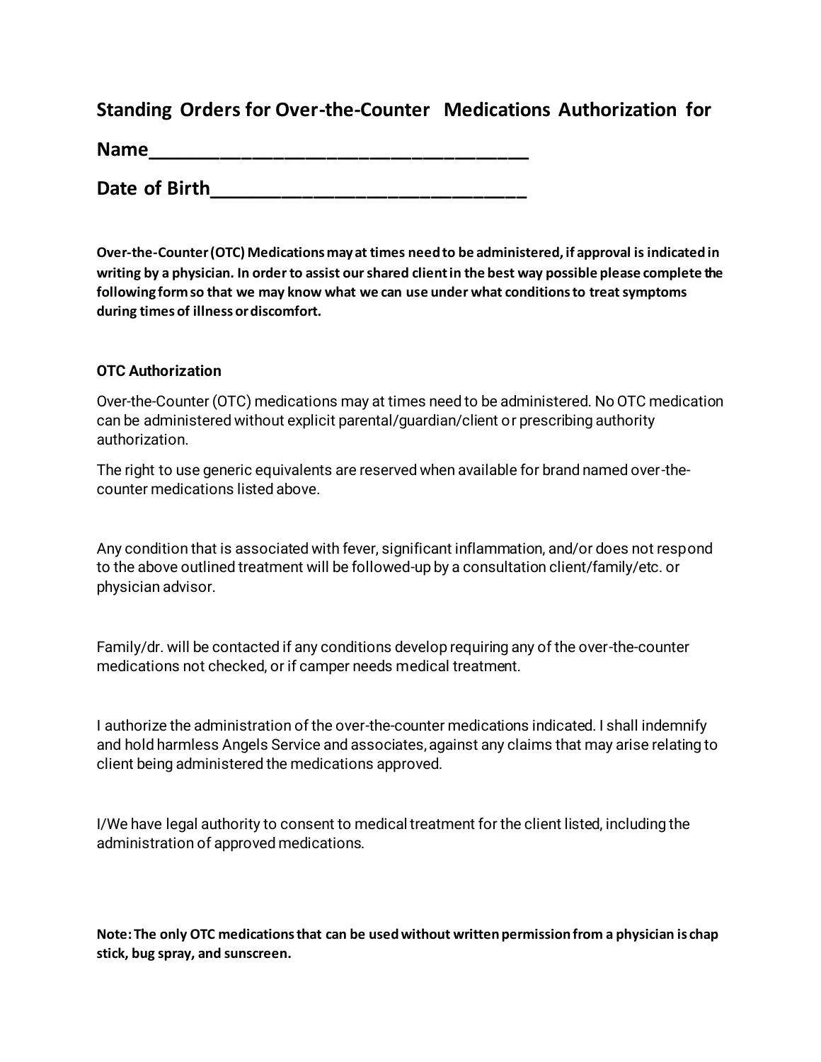## Standing Orders for Over-the-Counter Medications Authorization for

**Name___________________________________**

**Date of Birth_____________________________**

**Over-the-Counter (OTC) Medications may at times need to be administered, if approval is indicated in writing by a physician. In order to assist our shared client in the best way possible please complete the following form so that we may know what we can use under what conditions to treat symptoms during times of illness or discomfort.**

**OTC Authorization**

Over-the-Counter (OTC) medications may at times need to be administered. No OTC medication can be administered without explicit parental/guardian/client or prescribing authority authorization.

The right to use generic equivalents are reserved when available for brand named over-the-counter medications listed above.

Any condition that is associated with fever, significant inflammation, and/or does not respond to the above outlined treatment will be followed-up by a consultation client/family/etc. or physician advisor.

Family/dr. will be contacted if any conditions develop requiring any of the over-the-counter medications not checked, or if camper needs medical treatment.

I authorize the administration of the over-the-counter medications indicated. I shall indemnify and hold harmless Angels Service and associates, against any claims that may arise relating to client being administered the medications approved.

I/We have legal authority to consent to medical treatment for the client listed, including the administration of approved medications.

**Note: The only OTC medications that can be used without written permission from a physician is chap stick, bug spray, and sunscreen.**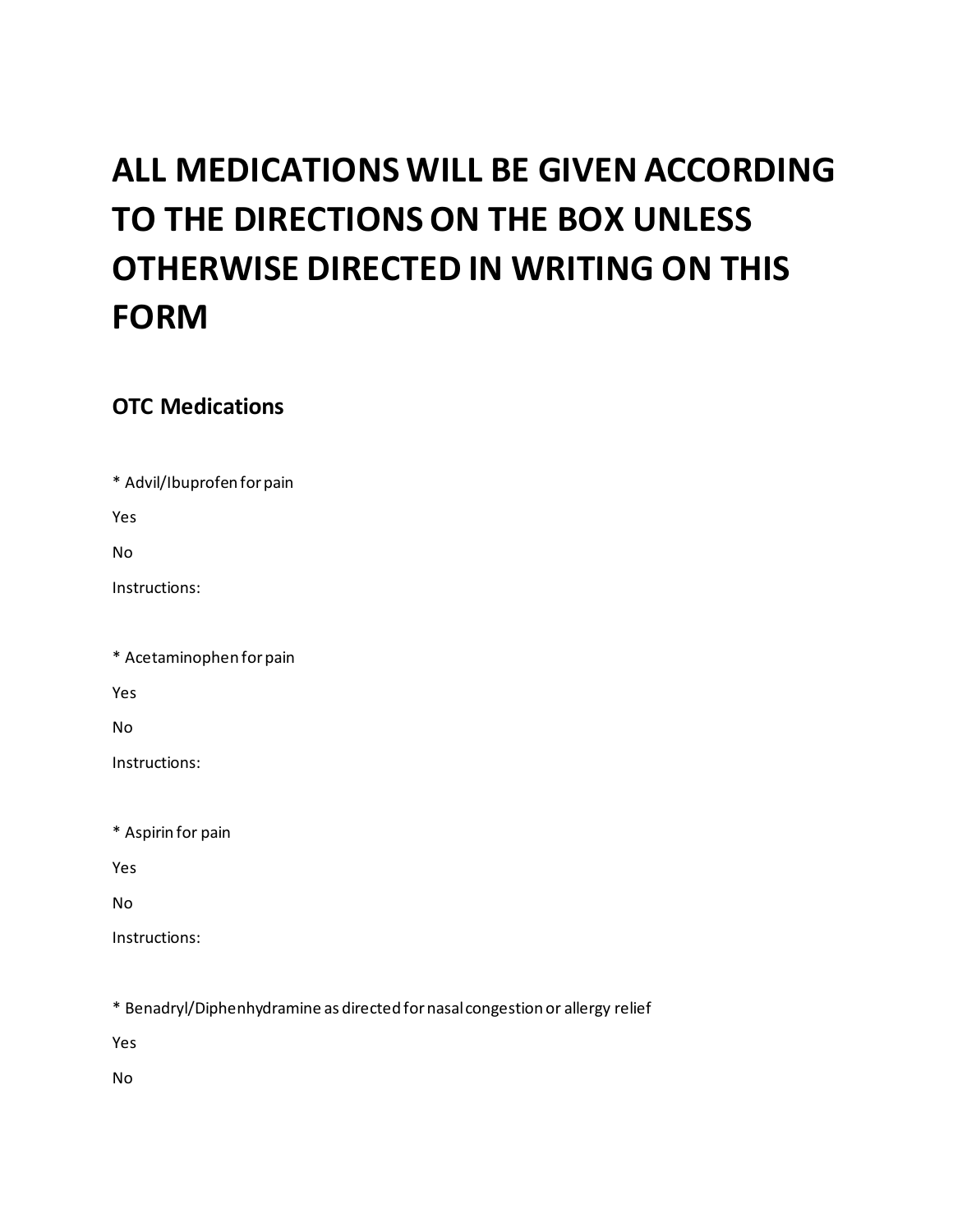# ALL MEDICATIONS WILL BE GIVEN ACCORDING TO THE DIRECTIONS ON THE BOX UNLESS OTHERWISE DIRECTED IN WRITING ON THIS FORM

## OTC Medications

* Advil/Ibuprofen for pain

Yes

No

Instructions:

* Acetaminophen for pain

Yes

No

Instructions:

* Aspirin for pain

Yes

No

Instructions:

* Benadryl/Diphenhydramine as directed for nasal congestion or allergy relief

Yes

No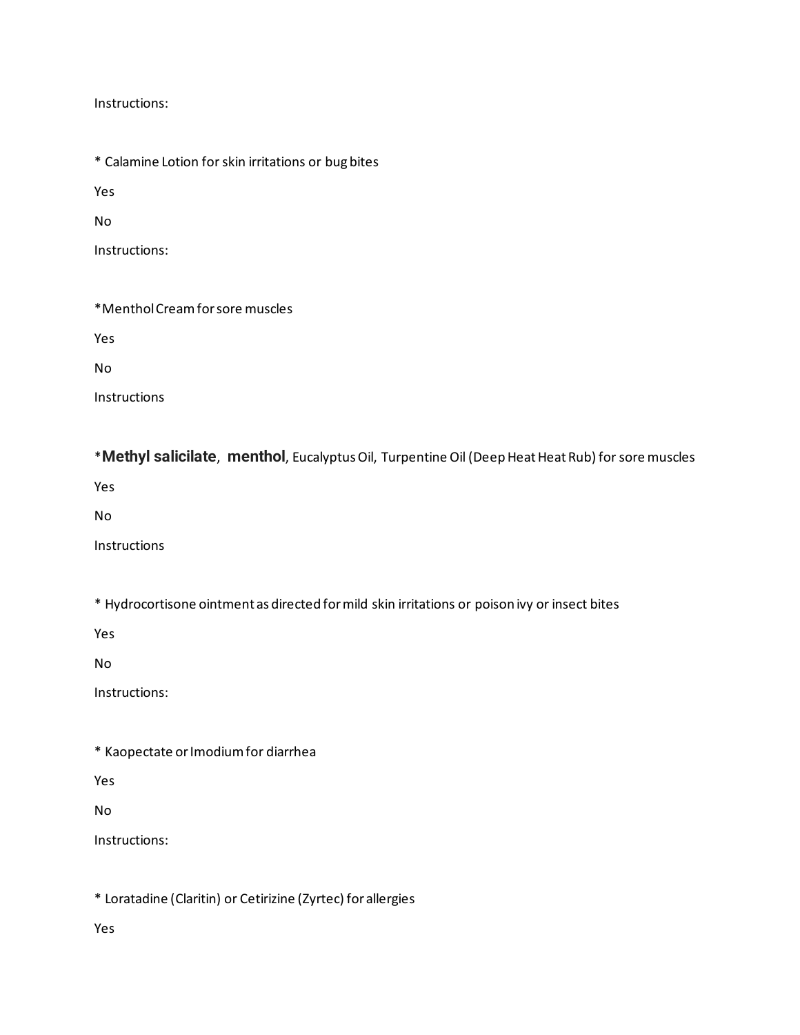Instructions:

* Calamine Lotion for skin irritations or bug bites

Yes

No

Instructions:

*Menthol Cream for sore muscles

Yes

No

Instructions

***Methyl salicilate**, **menthol**, Eucalyptus Oil, Turpentine Oil (Deep Heat Heat Rub) for sore muscles

Yes

No

Instructions

* Hydrocortisone ointment as directed for mild skin irritations or poison ivy or insect bites

Yes

No

Instructions:

* Kaopectate or Imodium for diarrhea

Yes

No

Instructions:

* Loratadine (Claritin) or Cetirizine (Zyrtec) for allergies

Yes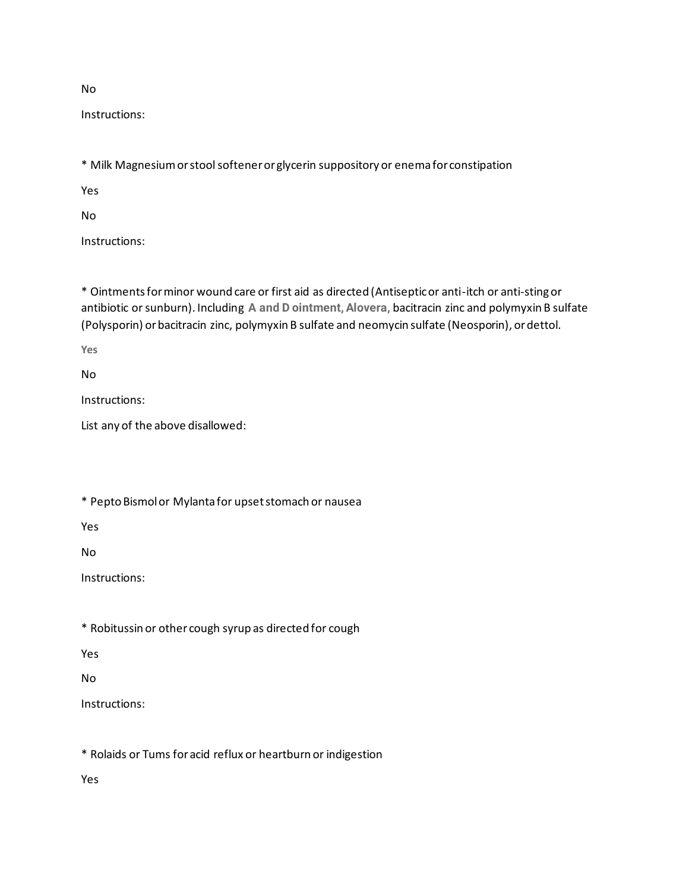No

Instructions:

* Milk Magnesium or stool softener or glycerin suppository or enema for constipation

Yes

No

Instructions:

* Ointments for minor wound care or first aid as directed (Antiseptic or anti-itch or anti-sting or antibiotic or sunburn). Including **A and D ointment, Alovera,** bacitracin zinc and polymyxin B sulfate (Polysporin) or bacitracin zinc, polymyxin B sulfate and neomycin sulfate (Neosporin), or dettol.

**Yes**

No

Instructions:

List any of the above disallowed:

* Pepto Bismol or Mylanta for upset stomach or nausea

Yes

No

Instructions:

* Robitussin or other cough syrup as directed for cough

Yes

No

Instructions:

* Rolaids or Tums for acid reflux or heartburn or indigestion

Yes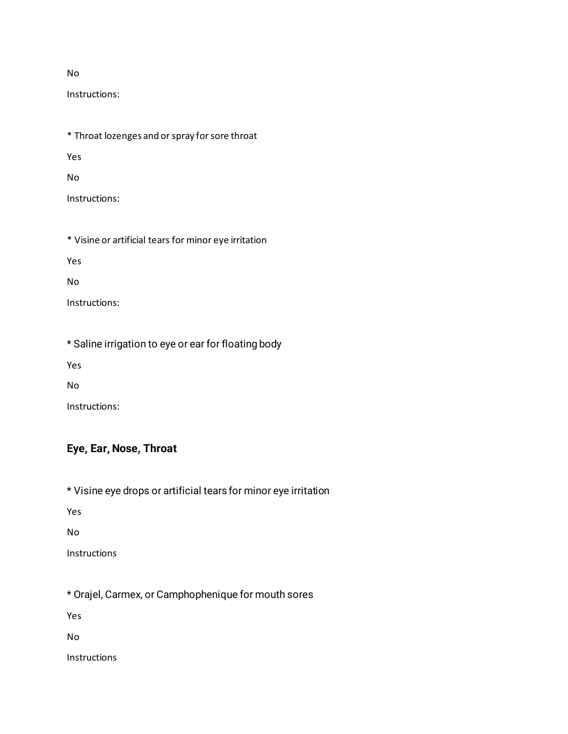No

Instructions:

* Throat lozenges and or spray for sore throat

Yes

No

Instructions:

* Visine or artificial tears for minor eye irritation

Yes

No

Instructions:

* Saline irrigation to eye or ear for floating body

Yes

No

Instructions:

### Eye, Ear, Nose, Throat

* Visine eye drops or artificial tears for minor eye irritation

Yes

No

Instructions

* Orajel, Carmex, or Camphophenique for mouth sores

Yes

No

Instructions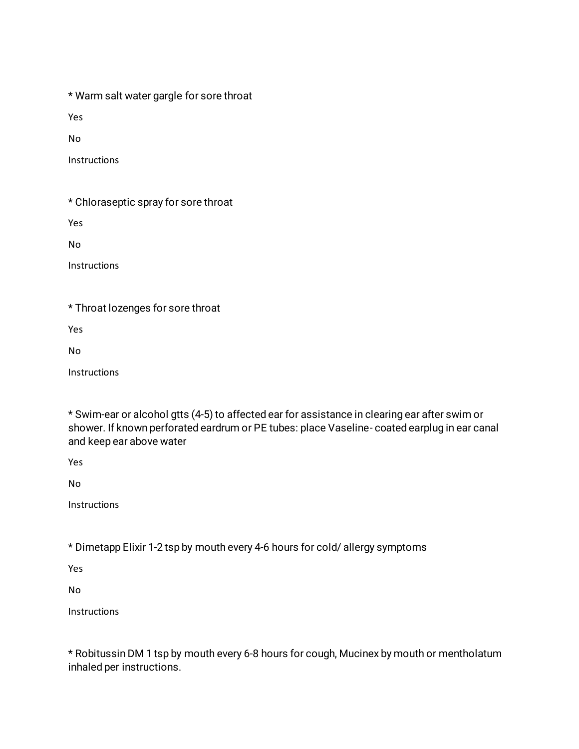* Warm salt water gargle for sore throat

Yes

No

Instructions

* Chloraseptic spray for sore throat

Yes

No

Instructions

* Throat lozenges for sore throat

Yes

No

Instructions

* Swim-ear or alcohol gtts (4-5) to affected ear for assistance in clearing ear after swim or shower. If known perforated eardrum or PE tubes: place Vaseline- coated earplug in ear canal and keep ear above water

Yes

No

Instructions

* Dimetapp Elixir 1-2 tsp by mouth every 4-6 hours for cold/ allergy symptoms

Yes

No

Instructions

* Robitussin DM 1 tsp by mouth every 6-8 hours for cough, Mucinex by mouth or mentholatum inhaled per instructions.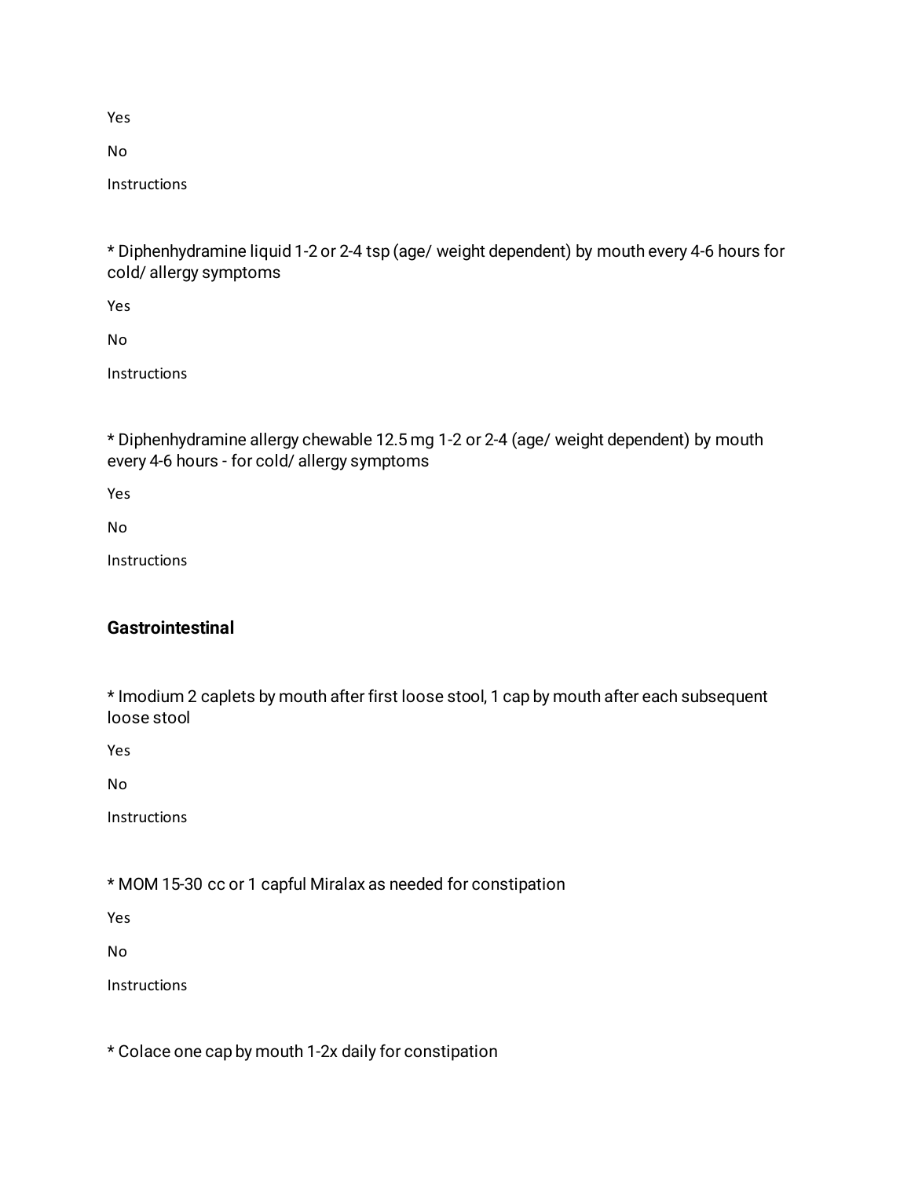Yes

No

Instructions

* Diphenhydramine liquid 1-2 or 2-4 tsp (age/ weight dependent) by mouth every 4-6 hours for cold/ allergy symptoms

Yes

No

Instructions

* Diphenhydramine allergy chewable 12.5 mg 1-2 or 2-4 (age/ weight dependent) by mouth every 4-6 hours - for cold/ allergy symptoms

Yes

No

Instructions

### Gastrointestinal

* Imodium 2 caplets by mouth after first loose stool, 1 cap by mouth after each subsequent loose stool

Yes

No

Instructions

* MOM 15-30 cc or 1 capful Miralax as needed for constipation

Yes

No

Instructions

* Colace one cap by mouth 1-2x daily for constipation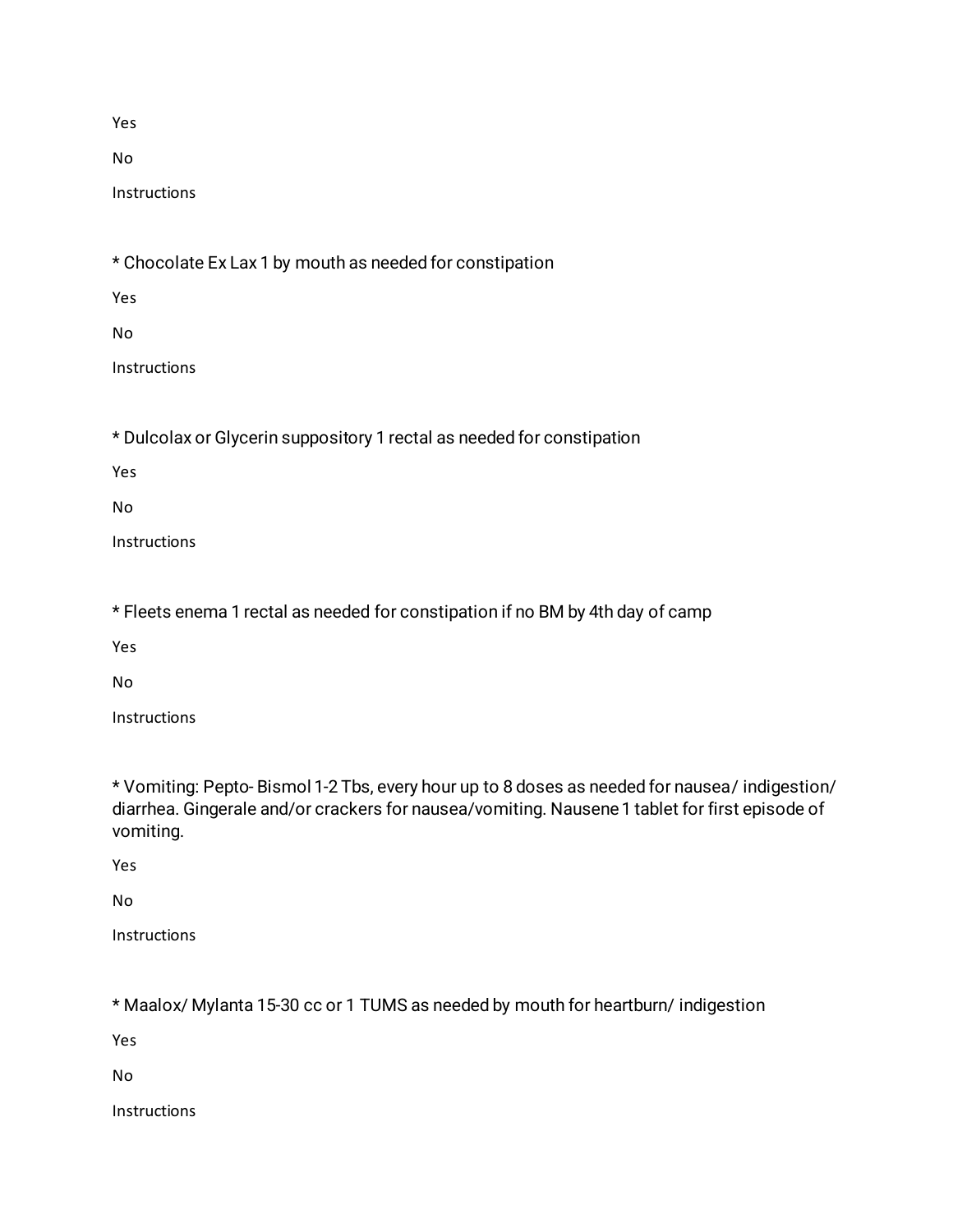Yes

No

Instructions

* Chocolate Ex Lax 1 by mouth as needed for constipation

Yes

No

Instructions

* Dulcolax or Glycerin suppository 1 rectal as needed for constipation

Yes

No

Instructions

* Fleets enema 1 rectal as needed for constipation if no BM by 4th day of camp

Yes

No

Instructions

* Vomiting: Pepto- Bismol 1-2 Tbs, every hour up to 8 doses as needed for nausea/ indigestion/ diarrhea. Gingerale and/or crackers for nausea/vomiting. Nausene 1 tablet for first episode of vomiting.

Yes

No

Instructions

* Maalox/ Mylanta 15-30 cc or 1 TUMS as needed by mouth for heartburn/ indigestion

Yes

No

Instructions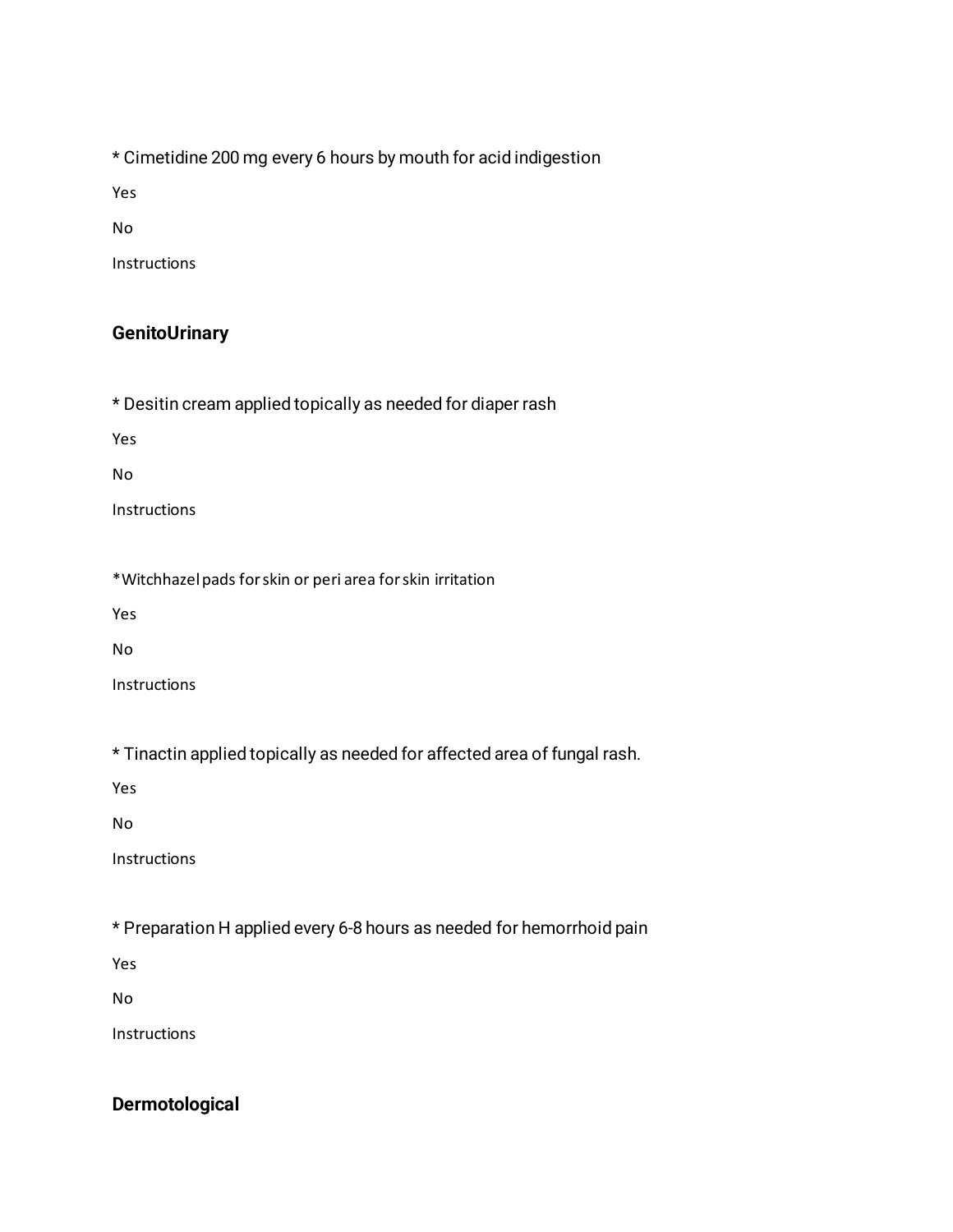* Cimetidine 200 mg every 6 hours by mouth for acid indigestion

Yes

No

Instructions

## GenitoUrinary

* Desitin cream applied topically as needed for diaper rash

Yes

No

Instructions

*Witchhazel pads for skin or peri area for skin irritation

Yes

No

Instructions

* Tinactin applied topically as needed for affected area of fungal rash.

Yes

No

Instructions

* Preparation H applied every 6-8 hours as needed for hemorrhoid pain

Yes

No

Instructions

## Dermotological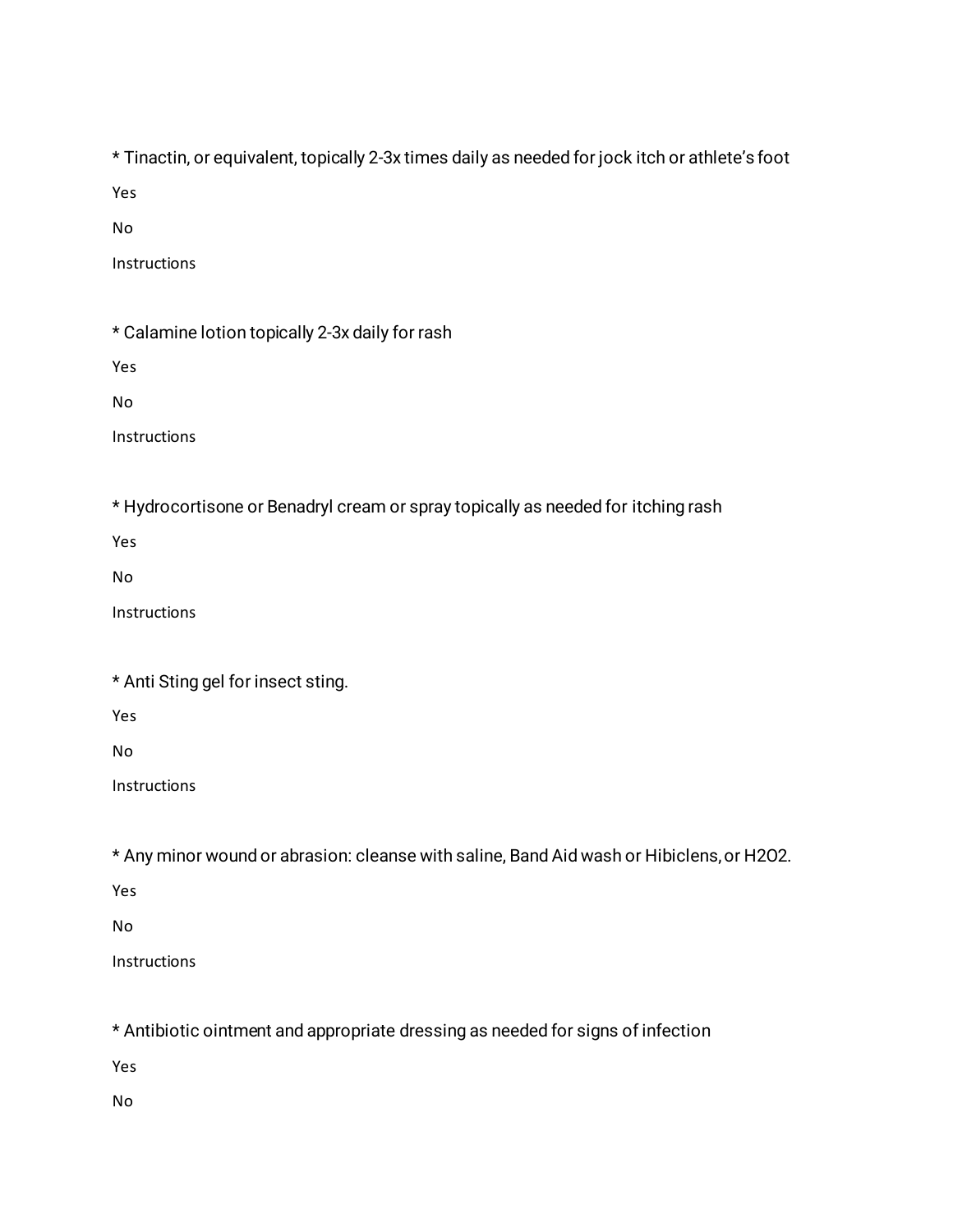* Tinactin, or equivalent, topically 2-3x times daily as needed for jock itch or athlete's foot

Yes

No

Instructions

* Calamine lotion topically 2-3x daily for rash

Yes

No

Instructions

* Hydrocortisone or Benadryl cream or spray topically as needed for itching rash

Yes

No

Instructions

* Anti Sting gel for insect sting.

Yes

No

Instructions

* Any minor wound or abrasion: cleanse with saline, Band Aid wash or Hibiclens, or $H_2O_2$.

Yes

No

Instructions

* Antibiotic ointment and appropriate dressing as needed for signs of infection

Yes

No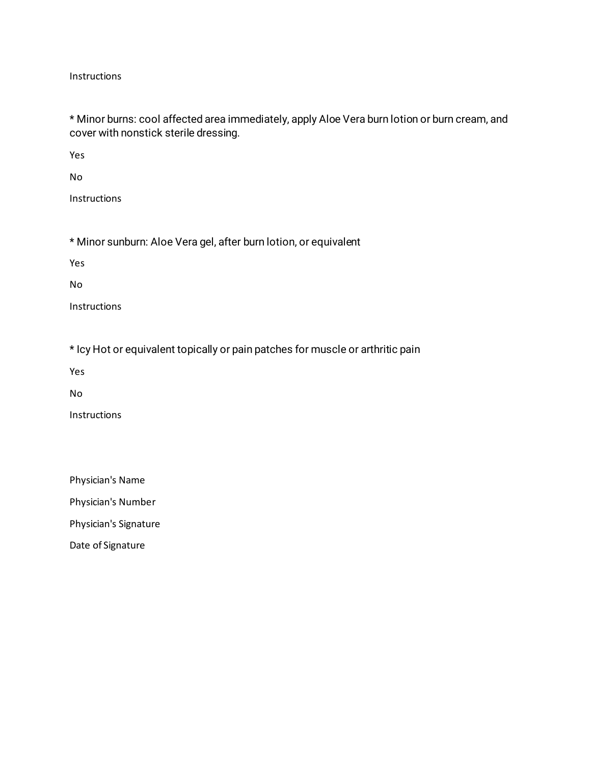Instructions

* Minor burns: cool affected area immediately, apply Aloe Vera burn lotion or burn cream, and cover with nonstick sterile dressing.

Yes

No

Instructions

* Minor sunburn: Aloe Vera gel, after burn lotion, or equivalent

Yes

No

Instructions

* Icy Hot or equivalent topically or pain patches for muscle or arthritic pain

Yes

No

Instructions

Physician's Name

Physician's Number

Physician's Signature

Date of Signature